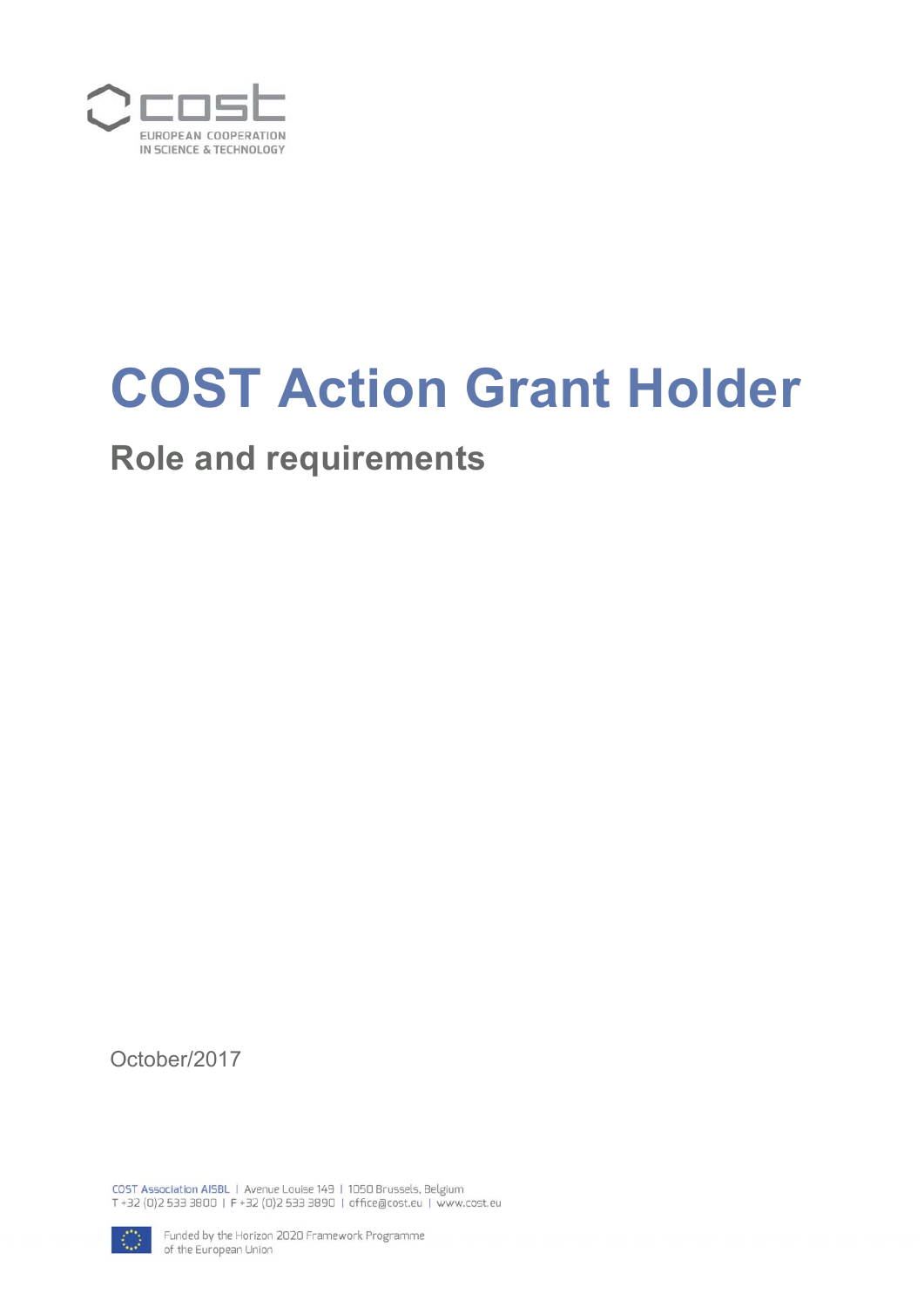# COST Action Grant Holder

## Role and requirements

October/2017

COST Association AISBL | Avenue Louise 149 | 1050 Brussels, Belgium
T +32 (0)2 533 3800 | F +32 (0)2 533 3890 | office@cost.eu | www.cost.eu

Funded by the Horizon 2020 Framework Programme of the European Union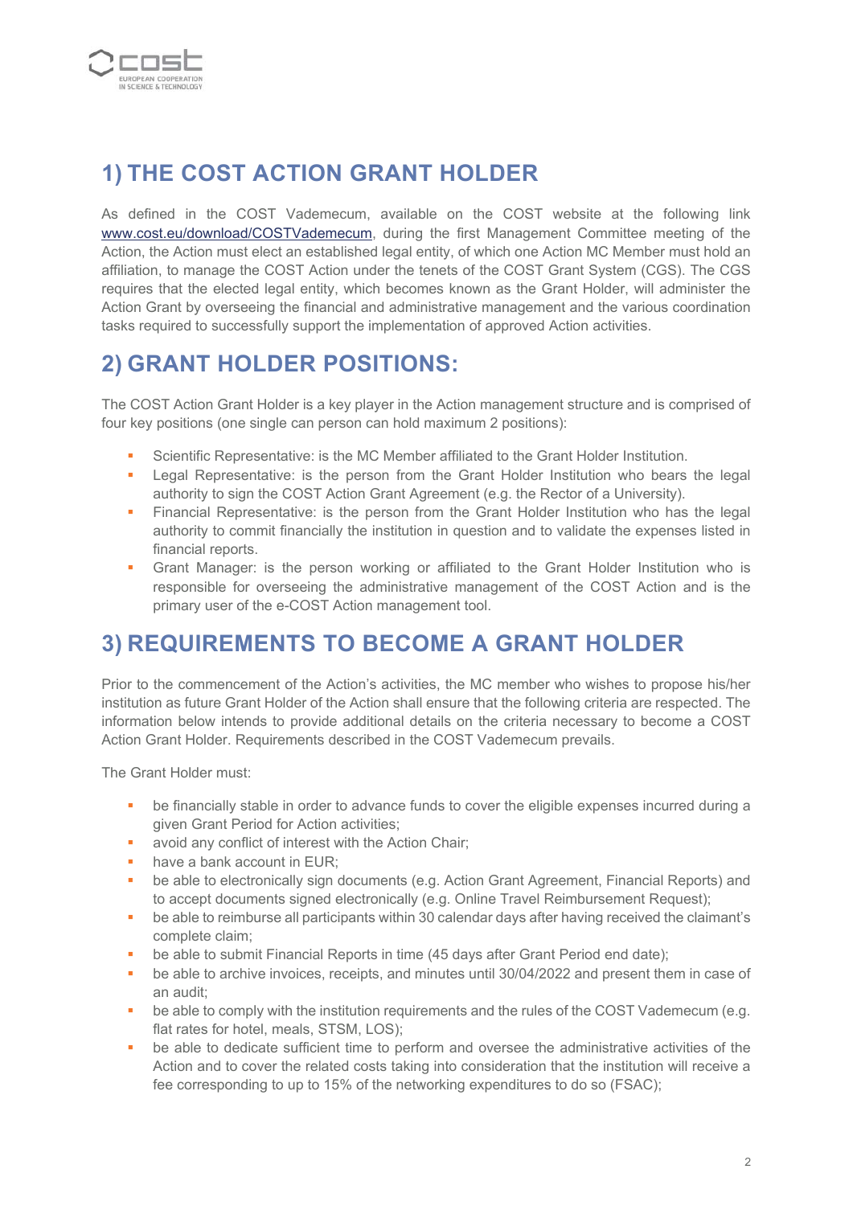## 1) THE COST ACTION GRANT HOLDER

As defined in the COST Vademecum, available on the COST website at the following link [www.cost.eu/download/COSTVademecum](www.cost.eu/download/COSTVademecum), during the first Management Committee meeting of the Action, the Action must elect an established legal entity, of which one Action MC Member must hold an affiliation, to manage the COST Action under the tenets of the COST Grant System (CGS). The CGS requires that the elected legal entity, which becomes known as the Grant Holder, will administer the Action Grant by overseeing the financial and administrative management and the various coordination tasks required to successfully support the implementation of approved Action activities.

## 2) GRANT HOLDER POSITIONS:

The COST Action Grant Holder is a key player in the Action management structure and is comprised of four key positions (one single can person can hold maximum 2 positions):

- Scientific Representative: is the MC Member affiliated to the Grant Holder Institution.
- Legal Representative: is the person from the Grant Holder Institution who bears the legal authority to sign the COST Action Grant Agreement (e.g. the Rector of a University).
- Financial Representative: is the person from the Grant Holder Institution who has the legal authority to commit financially the institution in question and to validate the expenses listed in financial reports.
- Grant Manager: is the person working or affiliated to the Grant Holder Institution who is responsible for overseeing the administrative management of the COST Action and is the primary user of the e-COST Action management tool.

## 3) REQUIREMENTS TO BECOME A GRANT HOLDER

Prior to the commencement of the Action's activities, the MC member who wishes to propose his/her institution as future Grant Holder of the Action shall ensure that the following criteria are respected. The information below intends to provide additional details on the criteria necessary to become a COST Action Grant Holder. Requirements described in the COST Vademecum prevails.

The Grant Holder must:

- be financially stable in order to advance funds to cover the eligible expenses incurred during a given Grant Period for Action activities;
- avoid any conflict of interest with the Action Chair;
- have a bank account in EUR;
- be able to electronically sign documents (e.g. Action Grant Agreement, Financial Reports) and to accept documents signed electronically (e.g. Online Travel Reimbursement Request);
- be able to reimburse all participants within 30 calendar days after having received the claimant's complete claim;
- be able to submit Financial Reports in time (45 days after Grant Period end date);
- be able to archive invoices, receipts, and minutes until 30/04/2022 and present them in case of an audit;
- be able to comply with the institution requirements and the rules of the COST Vademecum (e.g. flat rates for hotel, meals, STSM, LOS);
- be able to dedicate sufficient time to perform and oversee the administrative activities of the Action and to cover the related costs taking into consideration that the institution will receive a fee corresponding to up to 15% of the networking expenditures to do so (FSAC);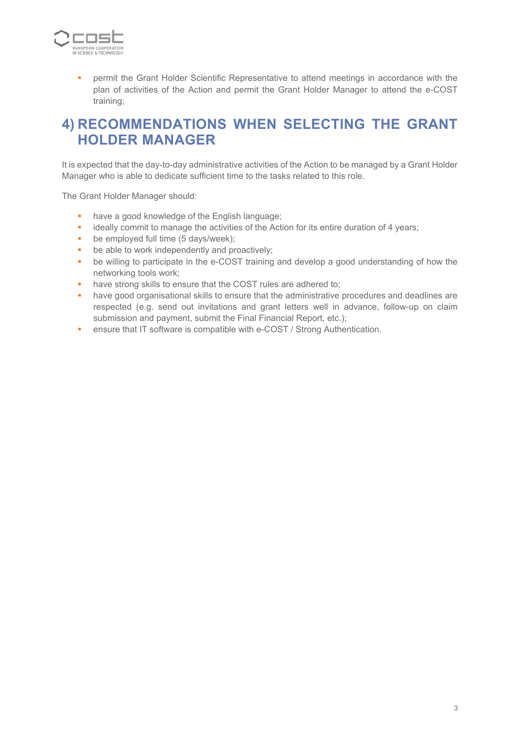- permit the Grant Holder Scientific Representative to attend meetings in accordance with the plan of activities of the Action and permit the Grant Holder Manager to attend the e-COST training;

## 4) RECOMMENDATIONS WHEN SELECTING THE GRANT HOLDER MANAGER

It is expected that the day-to-day administrative activities of the Action to be managed by a Grant Holder Manager who is able to dedicate sufficient time to the tasks related to this role.

The Grant Holder Manager should:

- have a good knowledge of the English language;
- ideally commit to manage the activities of the Action for its entire duration of 4 years;
- be employed full time (5 days/week);
- be able to work independently and proactively;
- be willing to participate in the e-COST training and develop a good understanding of how the networking tools work;
- have strong skills to ensure that the COST rules are adhered to;
- have good organisational skills to ensure that the administrative procedures and deadlines are respected (e.g. send out invitations and grant letters well in advance, follow-up on claim submission and payment, submit the Final Financial Report, etc.);
- ensure that IT software is compatible with e-COST / Strong Authentication.